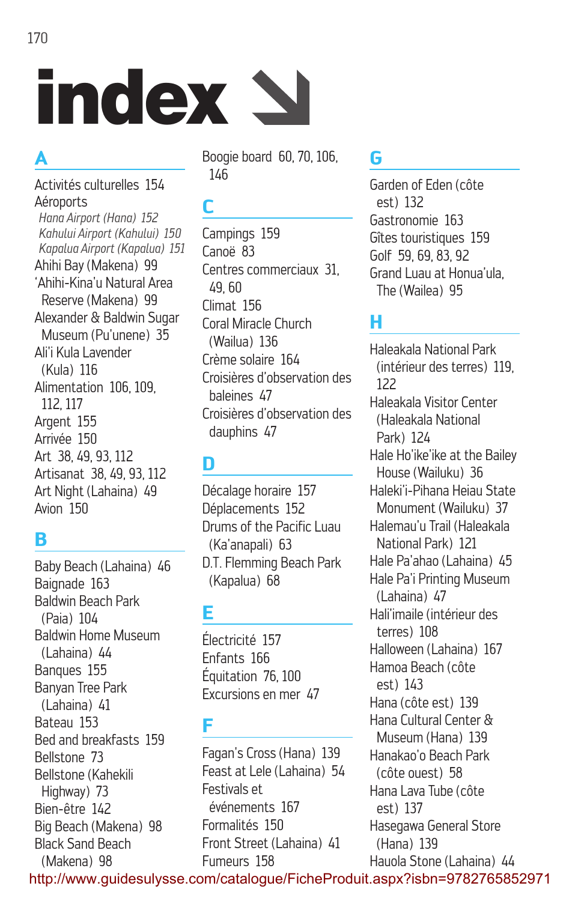# index ↘

## A

Activités culturelles 154
Aéroports
- *Hana Airport (Hana) 152*
- *Kahului Airport (Kahului) 150*
- *Kapalua Airport (Kapalua) 151*

Ahihi Bay (Makena) 99
'Ahihi-Kina'u Natural Area Reserve (Makena) 99
Alexander & Baldwin Sugar Museum (Pu'unene) 35
Ali'i Kula Lavender (Kula) 116
Alimentation 106, 109, 112, 117
Argent 155
Arrivée 150
Art 38, 49, 93, 112
Artisanat 38, 49, 93, 112
Art Night (Lahaina) 49
Avion 150

## B

Baby Beach (Lahaina) 46
Baignade 163
Baldwin Beach Park (Paia) 104
Baldwin Home Museum (Lahaina) 44
Banques 155
Banyan Tree Park (Lahaina) 41
Bateau 153
Bed and breakfasts 159
Bellstone 73
Bellstone (Kahekili Highway) 73
Bien-être 142
Big Beach (Makena) 98
Black Sand Beach (Makena) 98
Boogie board 60, 70, 106, 146

## C

Campings 159
Canoë 83
Centres commerciaux 31, 49, 60
Climat 156
Coral Miracle Church (Wailua) 136
Crème solaire 164
Croisières d'observation des baleines 47
Croisières d'observation des dauphins 47

## D

Décalage horaire 157
Déplacements 152
Drums of the Pacific Luau (Ka'anapali) 63
D.T. Flemming Beach Park (Kapalua) 68

## E

Électricité 157
Enfants 166
Équitation 76, 100
Excursions en mer 47

## F

Fagan's Cross (Hana) 139
Feast at Lele (Lahaina) 54
Festivals et événements 167
Formalités 150
Front Street (Lahaina) 41
Fumeurs 158

## G

Garden of Eden (côte est) 132
Gastronomie 163
Gîtes touristiques 159
Golf 59, 69, 83, 92
Grand Luau at Honua'ula, The (Wailea) 95

## H

Haleakala National Park (intérieur des terres) 119, 122
Haleakala Visitor Center (Haleakala National Park) 124
Hale Ho'ike'ike at the Bailey House (Wailuku) 36
Haleki'i-Pihana Heiau State Monument (Wailuku) 37
Halemau'u Trail (Haleakala National Park) 121
Hale Pa'ahao (Lahaina) 45
Hale Pa'i Printing Museum (Lahaina) 47
Hali'imaile (intérieur des terres) 108
Halloween (Lahaina) 167
Hamoa Beach (côte est) 143
Hana (côte est) 139
Hana Cultural Center & Museum (Hana) 139
Hanakao'o Beach Park (côte ouest) 58
Hana Lava Tube (côte est) 137
Hasegawa General Store (Hana) 139
Hauola Stone (Lahaina) 44

http://www.guidesulysse.com/catalogue/FicheProduit.aspx?isbn=9782765852971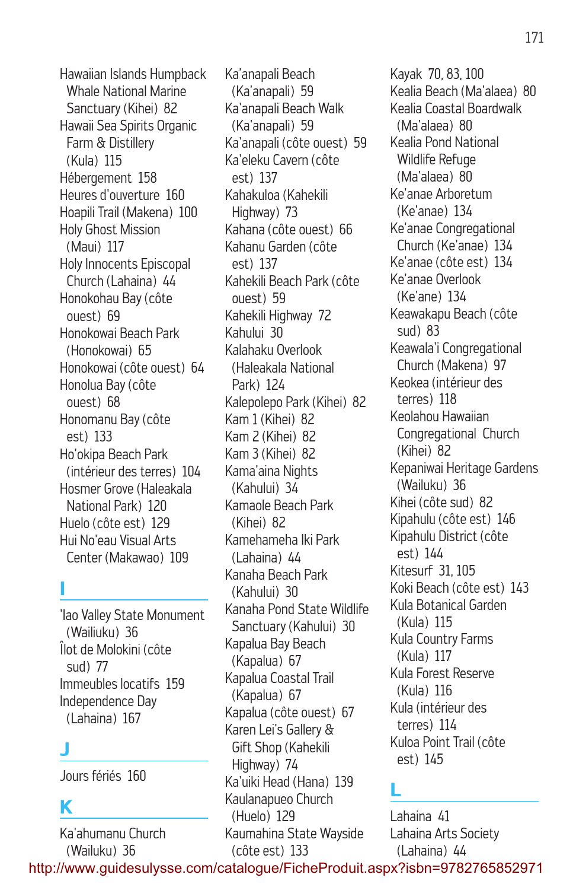Hawaiian Islands Humpback Whale National Marine Sanctuary (Kihei) 82
Hawaii Sea Spirits Organic Farm & Distillery (Kula) 115
Hébergement 158
Heures d'ouverture 160
Hoapili Trail (Makena) 100
Holy Ghost Mission (Maui) 117
Holy Innocents Episcopal Church (Lahaina) 44
Honokohau Bay (côte ouest) 69
Honokowai Beach Park (Honokowai) 65
Honokowai (côte ouest) 64
Honolua Bay (côte ouest) 68
Honomanu Bay (côte est) 133
Ho'okipa Beach Park (intérieur des terres) 104
Hosmer Grove (Haleakala National Park) 120
Huelo (côte est) 129
Hui No'eau Visual Arts Center (Makawao) 109

## I

'Iao Valley State Monument (Wailiuku) 36
Îlot de Molokini (côte sud) 77
Immeubles locatifs 159
Independence Day (Lahaina) 167

## J

Jours fériés 160

## K

Ka'ahumanu Church (Wailuku) 36
Ka'anapali Beach (Ka'anapali) 59
Ka'anapali Beach Walk (Ka'anapali) 59
Ka'anapali (côte ouest) 59
Ka'eleku Cavern (côte est) 137
Kahakuloa (Kahekili Highway) 73
Kahana (côte ouest) 66
Kahanu Garden (côte est) 137
Kahekili Beach Park (côte ouest) 59
Kahekili Highway 72
Kahului 30
Kalahaku Overlook (Haleakala National Park) 124
Kalepolepo Park (Kihei) 82
Kam 1 (Kihei) 82
Kam 2 (Kihei) 82
Kam 3 (Kihei) 82
Kama'aina Nights (Kahului) 34
Kamaole Beach Park (Kihei) 82
Kamehameha Iki Park (Lahaina) 44
Kanaha Beach Park (Kahului) 30
Kanaha Pond State Wildlife Sanctuary (Kahului) 30
Kapalua Bay Beach (Kapalua) 67
Kapalua Coastal Trail (Kapalua) 67
Kapalua (côte ouest) 67
Karen Lei's Gallery & Gift Shop (Kahekili Highway) 74
Ka'uiki Head (Hana) 139
Kaulanapueo Church (Huelo) 129
Kaumahina State Wayside (côte est) 133
Kayak 70, 83, 100
Kealia Beach (Ma'alaea) 80
Kealia Coastal Boardwalk (Ma'alaea) 80
Kealia Pond National Wildlife Refuge (Ma'alaea) 80
Ke'anae Arboretum (Ke'anae) 134
Ke'anae Congregational Church (Ke'anae) 134
Ke'anae (côte est) 134
Ke'anae Overlook (Ke'ane) 134
Keawakapu Beach (côte sud) 83
Keawala'i Congregational Church (Makena) 97
Keokea (intérieur des terres) 118
Keolahou Hawaiian Congregational Church (Kihei) 82
Kepaniwai Heritage Gardens (Wailuku) 36
Kihei (côte sud) 82
Kipahulu (côte est) 146
Kipahulu District (côte est) 144
Kitesurf 31, 105
Koki Beach (côte est) 143
Kula Botanical Garden (Kula) 115
Kula Country Farms (Kula) 117
Kula Forest Reserve (Kula) 116
Kula (intérieur des terres) 114
Kuloa Point Trail (côte est) 145

## L

Lahaina 41
Lahaina Arts Society (Lahaina) 44

http://www.guidesulysse.com/catalogue/FicheProduit.aspx?isbn=9782765852971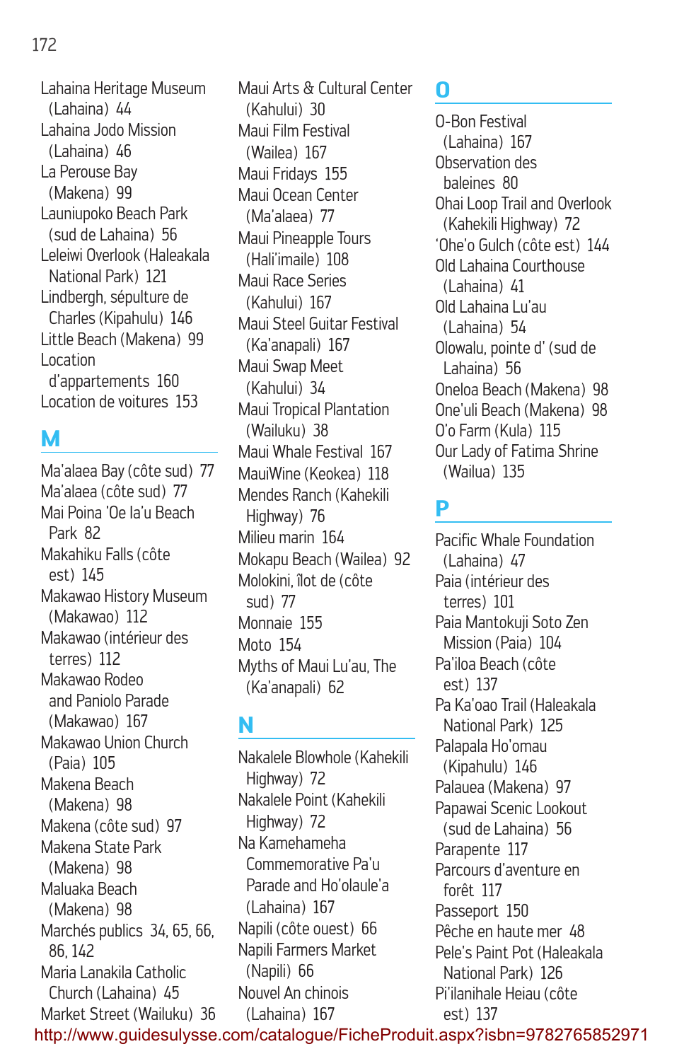Lahaina Heritage Museum (Lahaina) 44
Lahaina Jodo Mission (Lahaina) 46
La Perouse Bay (Makena) 99
Launiupoko Beach Park (sud de Lahaina) 56
Leleiwi Overlook (Haleakala National Park) 121
Lindbergh, sépulture de Charles (Kipahulu) 146
Little Beach (Makena) 99
Location d'appartements 160
Location de voitures 153

## M

Ma'alaea Bay (côte sud) 77
Ma'alaea (côte sud) 77
Mai Poina 'Oe Ia'u Beach Park 82
Makahiku Falls (côte est) 145
Makawao History Museum (Makawao) 112
Makawao (intérieur des terres) 112
Makawao Rodeo and Paniolo Parade (Makawao) 167
Makawao Union Church (Paia) 105
Makena Beach (Makena) 98
Makena (côte sud) 97
Makena State Park (Makena) 98
Maluaka Beach (Makena) 98
Marchés publics 34, 65, 66, 86, 142
Maria Lanakila Catholic Church (Lahaina) 45
Market Street (Wailuku) 36
Maui Arts & Cultural Center (Kahului) 30
Maui Film Festival (Wailea) 167
Maui Fridays 155
Maui Ocean Center (Ma'alaea) 77
Maui Pineapple Tours (Hali'imaile) 108
Maui Race Series (Kahului) 167
Maui Steel Guitar Festival (Ka'anapali) 167
Maui Swap Meet (Kahului) 34
Maui Tropical Plantation (Wailuku) 38
Maui Whale Festival 167
MauiWine (Keokea) 118
Mendes Ranch (Kahekili Highway) 76
Milieu marin 164
Mokapu Beach (Wailea) 92
Molokini, îlot de (côte sud) 77
Monnaie 155
Moto 154
Myths of Maui Lu'au, The (Ka'anapali) 62

## N

Nakalele Blowhole (Kahekili Highway) 72
Nakalele Point (Kahekili Highway) 72
Na Kamehameha Commemorative Pa'u Parade and Ho'olaule'a (Lahaina) 167
Napili (côte ouest) 66
Napili Farmers Market (Napili) 66
Nouvel An chinois (Lahaina) 167

## O

O-Bon Festival (Lahaina) 167
Observation des baleines 80
Ohai Loop Trail and Overlook (Kahekili Highway) 72
'Ohe'o Gulch (côte est) 144
Old Lahaina Courthouse (Lahaina) 41
Old Lahaina Lu'au (Lahaina) 54
Olowalu, pointe d' (sud de Lahaina) 56
Oneloa Beach (Makena) 98
One'uli Beach (Makena) 98
O'o Farm (Kula) 115
Our Lady of Fatima Shrine (Wailua) 135

## P

Pacific Whale Foundation (Lahaina) 47
Paia (intérieur des terres) 101
Paia Mantokuji Soto Zen Mission (Paia) 104
Pa'iloa Beach (côte est) 137
Pa Ka'oao Trail (Haleakala National Park) 125
Palapala Ho'omau (Kipahulu) 146
Palauea (Makena) 97
Papawai Scenic Lookout (sud de Lahaina) 56
Parapente 117
Parcours d'aventure en forêt 117
Passeport 150
Pêche en haute mer 48
Pele's Paint Pot (Haleakala National Park) 126
Pi'ilanihale Heiau (côte est) 137

http://www.guidesulysse.com/catalogue/FicheProduit.aspx?isbn=9782765852971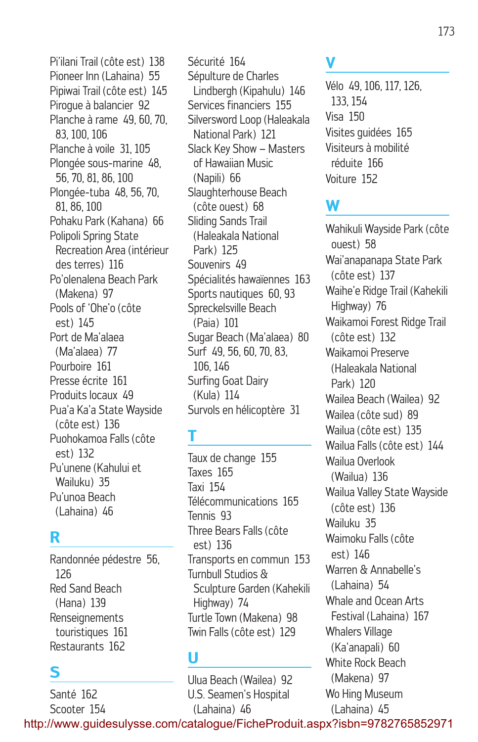Pi'ilani Trail (côte est) 138
Pioneer Inn (Lahaina) 55
Pipiwai Trail (côte est) 145
Pirogue à balancier 92
Planche à rame 49, 60, 70, 83, 100, 106
Planche à voile 31, 105
Plongée sous-marine 48, 56, 70, 81, 86, 100
Plongée-tuba 48, 56, 70, 81, 86, 100
Pohaku Park (Kahana) 66
Polipoli Spring State Recreation Area (intérieur des terres) 116
Po'olenalena Beach Park (Makena) 97
Pools of 'Ohe'o (côte est) 145
Port de Ma'alaea (Ma'alaea) 77
Pourboire 161
Presse écrite 161
Produits locaux 49
Pua'a Ka'a State Wayside (côte est) 136
Puohokamoa Falls (côte est) 132
Pu'unene (Kahului et Wailuku) 35
Pu'unoa Beach (Lahaina) 46

## R

Randonnée pédestre 56, 126
Red Sand Beach (Hana) 139
Renseignements touristiques 161
Restaurants 162

## S

Santé 162
Scooter 154
Sécurité 164
Sépulture de Charles Lindbergh (Kipahulu) 146
Services financiers 155
Silversword Loop (Haleakala National Park) 121
Slack Key Show – Masters of Hawaiian Music (Napili) 66
Slaughterhouse Beach (côte ouest) 68
Sliding Sands Trail (Haleakala National Park) 125
Souvenirs 49
Spécialités hawaïennes 163
Sports nautiques 60, 93
Spreckelsville Beach (Paia) 101
Sugar Beach (Ma'alaea) 80
Surf 49, 56, 60, 70, 83, 106, 146
Surfing Goat Dairy (Kula) 114
Survols en hélicoptère 31

## T

Taux de change 155
Taxes 165
Taxi 154
Télécommunications 165
Tennis 93
Three Bears Falls (côte est) 136
Transports en commun 153
Turnbull Studios & Sculpture Garden (Kahekili Highway) 74
Turtle Town (Makena) 98
Twin Falls (côte est) 129

## U

Ulua Beach (Wailea) 92
U.S. Seamen's Hospital (Lahaina) 46

## V

Vélo 49, 106, 117, 126, 133, 154
Visa 150
Visites guidées 165
Visiteurs à mobilité réduite 166
Voiture 152

## W

Wahikuli Wayside Park (côte ouest) 58
Wai'anapanapa State Park (côte est) 137
Waihe'e Ridge Trail (Kahekili Highway) 76
Waikamoi Forest Ridge Trail (côte est) 132
Waikamoi Preserve (Haleakala National Park) 120
Wailea Beach (Wailea) 92
Wailea (côte sud) 89
Wailua (côte est) 135
Wailua Falls (côte est) 144
Wailua Overlook (Wailua) 136
Wailua Valley State Wayside (côte est) 136
Wailuku 35
Waimoku Falls (côte est) 146
Warren & Annabelle's (Lahaina) 54
Whale and Ocean Arts Festival (Lahaina) 167
Whalers Village (Ka'anapali) 60
White Rock Beach (Makena) 97
Wo Hing Museum (Lahaina) 45